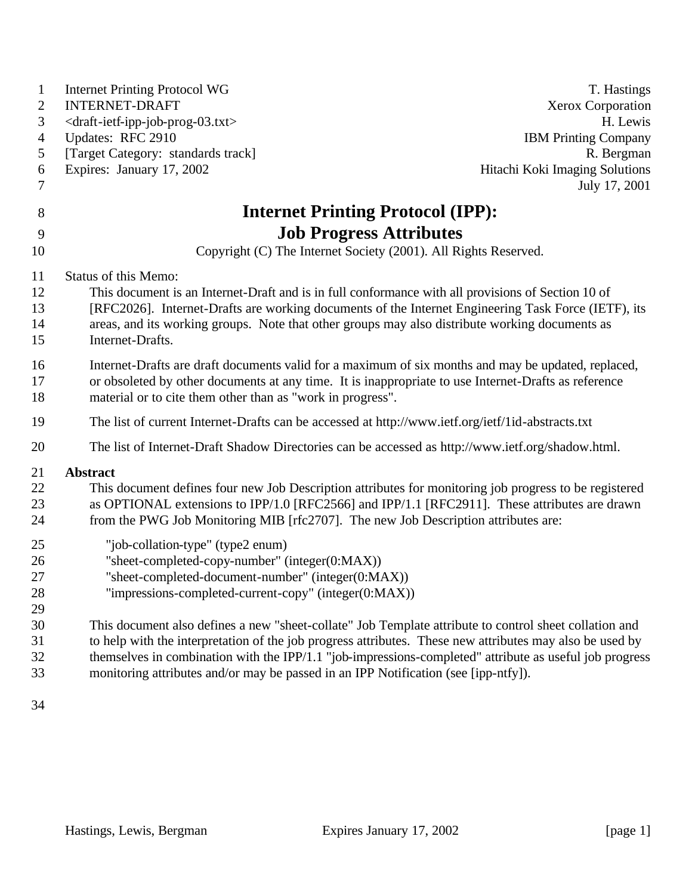Internet Printing Protocol WG — T. Hastings
INTERNET-DRAFT — Xerox Corporation
<draft-ietf-ipp-job-prog-03.txt> — H. Lewis
Updates: RFC 2910 — IBM Printing Company
[Target Category: standards track] — R. Bergman
Expires: January 17, 2002 — Hitachi Koki Imaging Solutions
July 17, 2001

# Internet Printing Protocol (IPP): Job Progress Attributes

Copyright (C) The Internet Society (2001). All Rights Reserved.

Status of this Memo:

This document is an Internet-Draft and is in full conformance with all provisions of Section 10 of [RFC2026]. Internet-Drafts are working documents of the Internet Engineering Task Force (IETF), its areas, and its working groups. Note that other groups may also distribute working documents as Internet-Drafts.

Internet-Drafts are draft documents valid for a maximum of six months and may be updated, replaced, or obsoleted by other documents at any time. It is inappropriate to use Internet-Drafts as reference material or to cite them other than as "work in progress".

The list of current Internet-Drafts can be accessed at http://www.ietf.org/ietf/1id-abstracts.txt

The list of Internet-Draft Shadow Directories can be accessed as http://www.ietf.org/shadow.html.

**Abstract**

This document defines four new Job Description attributes for monitoring job progress to be registered as OPTIONAL extensions to IPP/1.0 [RFC2566] and IPP/1.1 [RFC2911]. These attributes are drawn from the PWG Job Monitoring MIB [rfc2707]. The new Job Description attributes are:

"job-collation-type" (type2 enum)
"sheet-completed-copy-number" (integer(0:MAX))
"sheet-completed-document-number" (integer(0:MAX))
"impressions-completed-current-copy" (integer(0:MAX))

This document also defines a new "sheet-collate" Job Template attribute to control sheet collation and to help with the interpretation of the job progress attributes. These new attributes may also be used by themselves in combination with the IPP/1.1 "job-impressions-completed" attribute as useful job progress monitoring attributes and/or may be passed in an IPP Notification (see [ipp-ntfy]).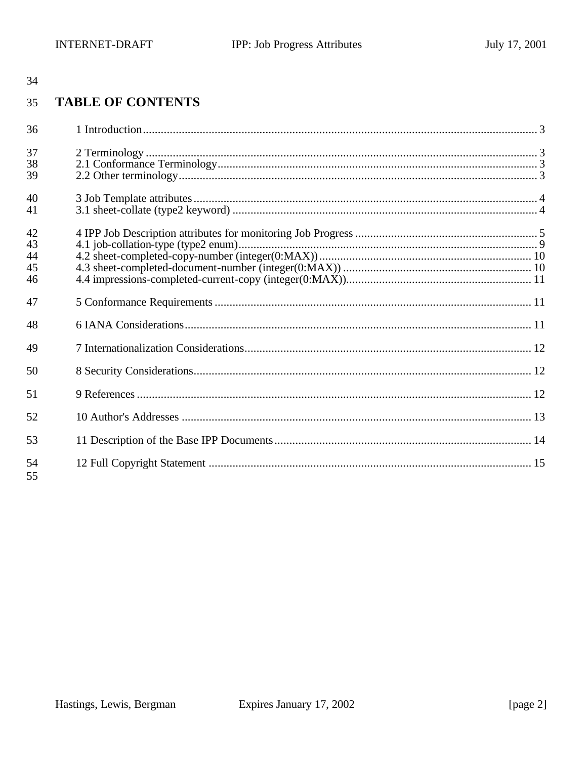## TABLE OF CONTENTS

1 Introduction ..... 3

2 Terminology ..... 3
2.1 Conformance Terminology ..... 3
2.2 Other terminology ..... 3

3 Job Template attributes ..... 4
3.1 sheet-collate (type2 keyword) ..... 4

4 IPP Job Description attributes for monitoring Job Progress ..... 5
4.1 job-collation-type (type2 enum) ..... 9
4.2 sheet-completed-copy-number (integer(0:MAX)) ..... 10
4.3 sheet-completed-document-number (integer(0:MAX)) ..... 10
4.4 impressions-completed-current-copy (integer(0:MAX)) ..... 11

5 Conformance Requirements ..... 11

6 IANA Considerations ..... 11

7 Internationalization Considerations ..... 12

8 Security Considerations ..... 12

9 References ..... 12

10 Author's Addresses ..... 13

11 Description of the Base IPP Documents ..... 14

12 Full Copyright Statement ..... 15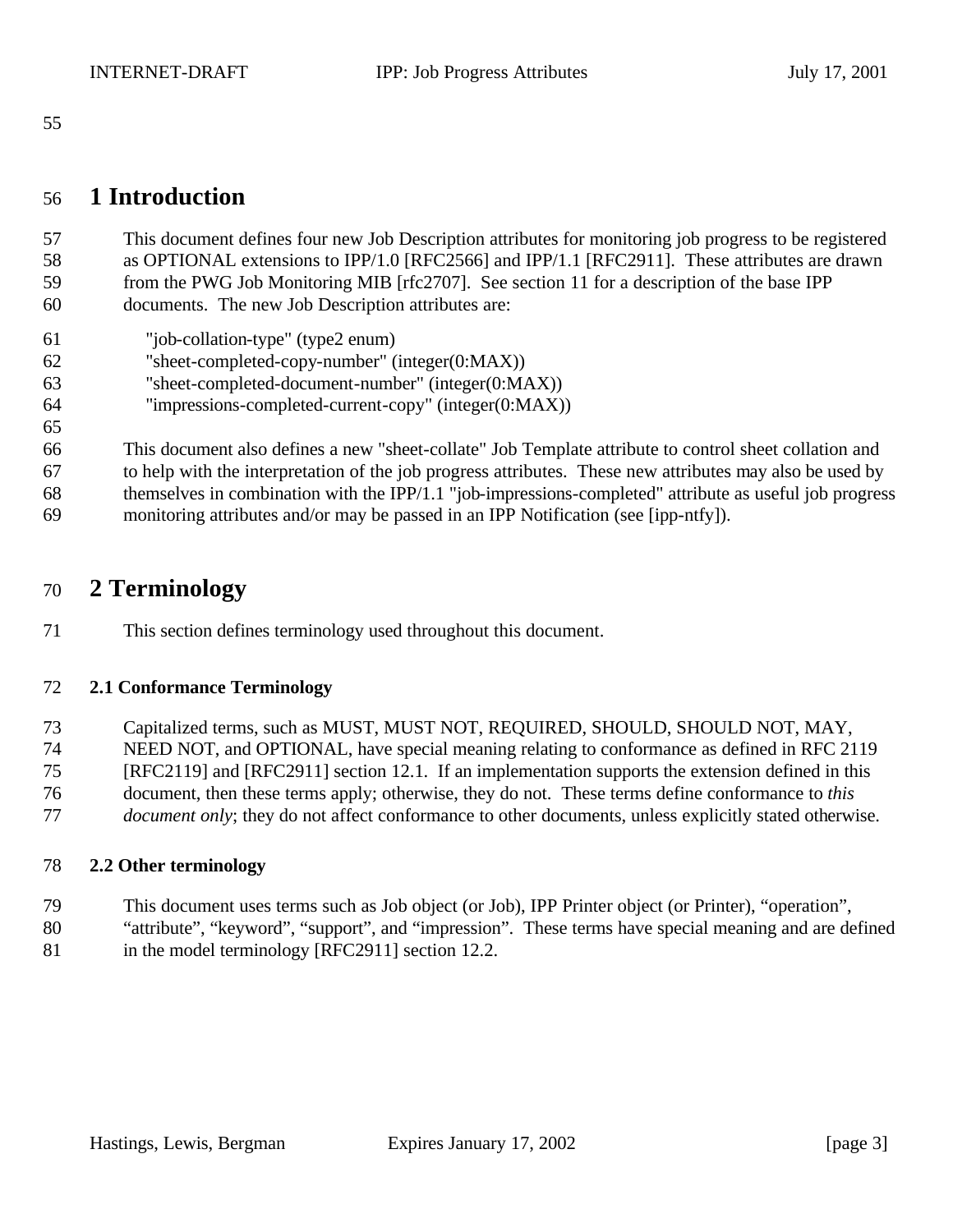# 1 Introduction

This document defines four new Job Description attributes for monitoring job progress to be registered as OPTIONAL extensions to IPP/1.0 [RFC2566] and IPP/1.1 [RFC2911]. These attributes are drawn from the PWG Job Monitoring MIB [rfc2707]. See section 11 for a description of the base IPP documents. The new Job Description attributes are:

"job-collation-type" (type2 enum)
"sheet-completed-copy-number" (integer(0:MAX))
"sheet-completed-document-number" (integer(0:MAX))
"impressions-completed-current-copy" (integer(0:MAX))

This document also defines a new "sheet-collate" Job Template attribute to control sheet collation and to help with the interpretation of the job progress attributes. These new attributes may also be used by themselves in combination with the IPP/1.1 "job-impressions-completed" attribute as useful job progress monitoring attributes and/or may be passed in an IPP Notification (see [ipp-ntfy]).

# 2 Terminology

This section defines terminology used throughout this document.

### 2.1 Conformance Terminology

Capitalized terms, such as MUST, MUST NOT, REQUIRED, SHOULD, SHOULD NOT, MAY, NEED NOT, and OPTIONAL, have special meaning relating to conformance as defined in RFC 2119 [RFC2119] and [RFC2911] section 12.1. If an implementation supports the extension defined in this document, then these terms apply; otherwise, they do not. These terms define conformance to *this document only*; they do not affect conformance to other documents, unless explicitly stated otherwise.

### 2.2 Other terminology

This document uses terms such as Job object (or Job), IPP Printer object (or Printer), “operation”, “attribute”, “keyword”, “support”, and “impression”. These terms have special meaning and are defined in the model terminology [RFC2911] section 12.2.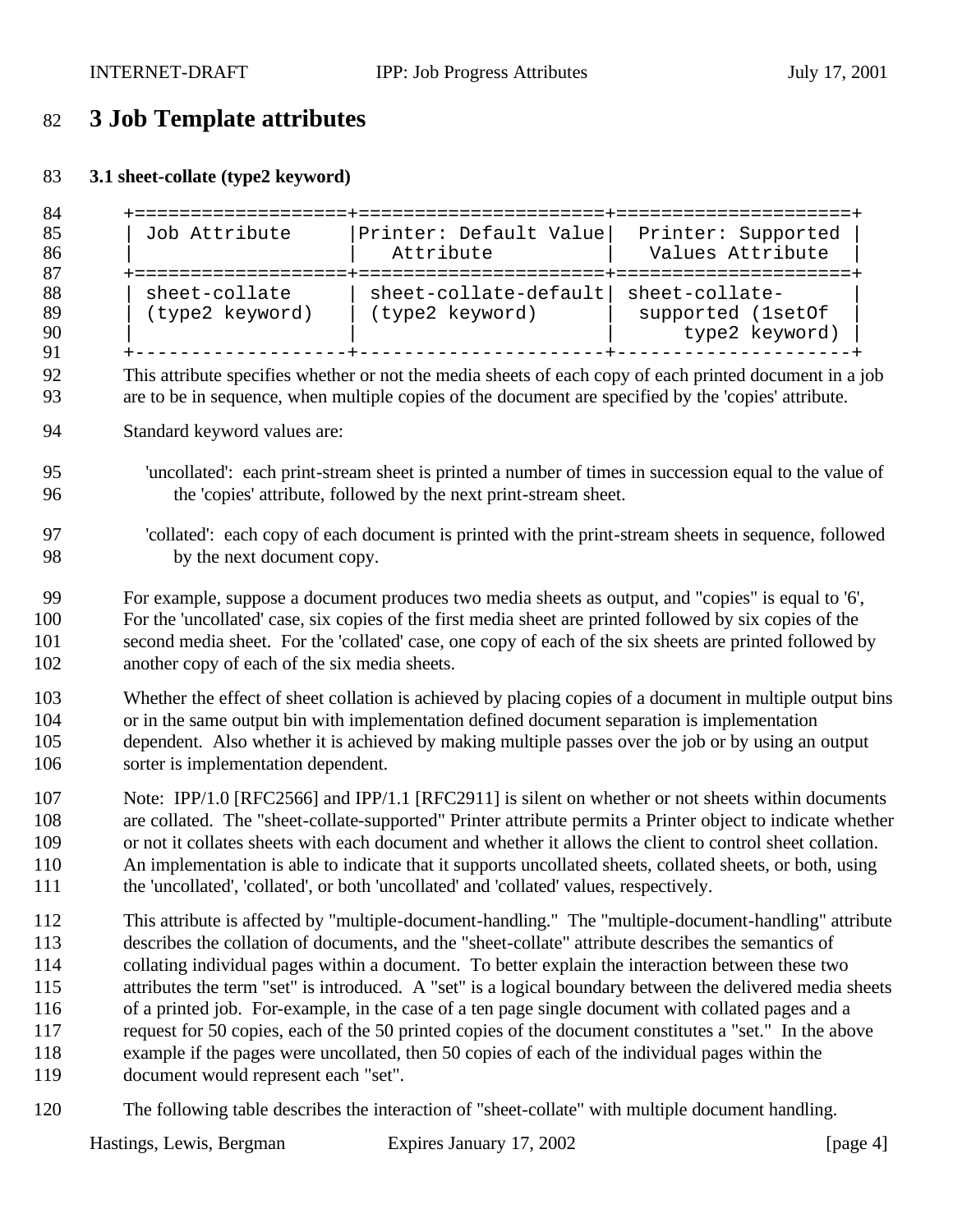# 3 Job Template attributes

### 3.1 sheet-collate (type2 keyword)

| Job Attribute | Printer: Default Value Attribute | Printer: Supported Values Attribute |
|---|---|---|
| sheet-collate (type2 keyword) | sheet-collate-default (type2 keyword) | sheet-collate-supported (1setOf type2 keyword) |

This attribute specifies whether or not the media sheets of each copy of each printed document in a job are to be in sequence, when multiple copies of the document are specified by the 'copies' attribute.

Standard keyword values are:

'uncollated': each print-stream sheet is printed a number of times in succession equal to the value of the 'copies' attribute, followed by the next print-stream sheet.

'collated': each copy of each document is printed with the print-stream sheets in sequence, followed by the next document copy.

For example, suppose a document produces two media sheets as output, and "copies" is equal to '6', For the 'uncollated' case, six copies of the first media sheet are printed followed by six copies of the second media sheet. For the 'collated' case, one copy of each of the six sheets are printed followed by another copy of each of the six media sheets.

Whether the effect of sheet collation is achieved by placing copies of a document in multiple output bins or in the same output bin with implementation defined document separation is implementation dependent. Also whether it is achieved by making multiple passes over the job or by using an output sorter is implementation dependent.

Note: IPP/1.0 [RFC2566] and IPP/1.1 [RFC2911] is silent on whether or not sheets within documents are collated. The "sheet-collate-supported" Printer attribute permits a Printer object to indicate whether or not it collates sheets with each document and whether it allows the client to control sheet collation. An implementation is able to indicate that it supports uncollated sheets, collated sheets, or both, using the 'uncollated', 'collated', or both 'uncollated' and 'collated' values, respectively.

This attribute is affected by "multiple-document-handling." The "multiple-document-handling" attribute describes the collation of documents, and the "sheet-collate" attribute describes the semantics of collating individual pages within a document. To better explain the interaction between these two attributes the term "set" is introduced. A "set" is a logical boundary between the delivered media sheets of a printed job. For-example, in the case of a ten page single document with collated pages and a request for 50 copies, each of the 50 printed copies of the document constitutes a "set." In the above example if the pages were uncollated, then 50 copies of each of the individual pages within the document would represent each "set".

The following table describes the interaction of "sheet-collate" with multiple document handling.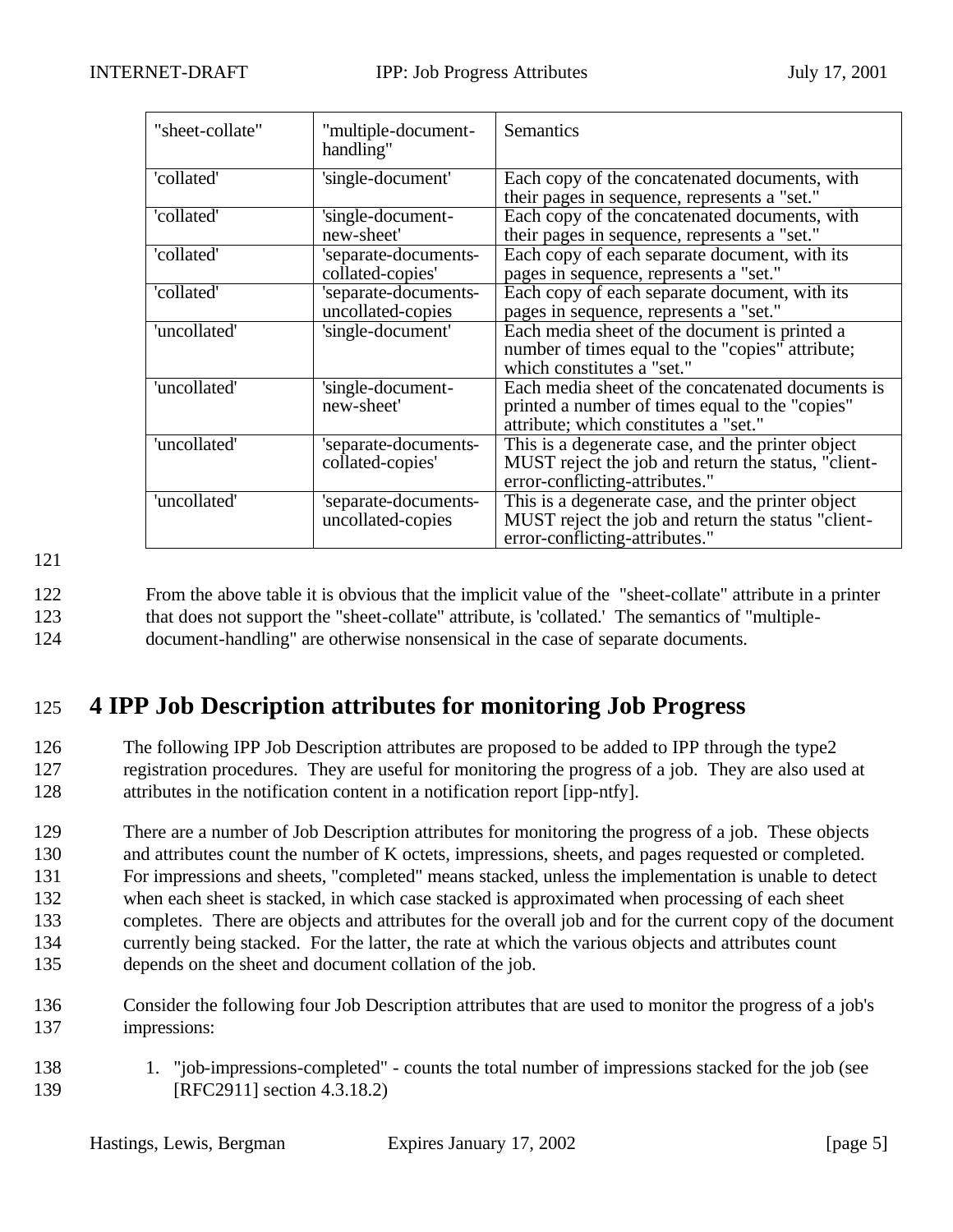| "sheet-collate" | "multiple-document-handling" | Semantics |
| --- | --- | --- |
| 'collated' | 'single-document' | Each copy of the concatenated documents, with their pages in sequence, represents a "set." |
| 'collated' | 'single-document-new-sheet' | Each copy of the concatenated documents, with their pages in sequence, represents a "set." |
| 'collated' | 'separate-documents-collated-copies' | Each copy of each separate document, with its pages in sequence, represents a "set." |
| 'collated' | 'separate-documents-uncollated-copies | Each copy of each separate document, with its pages in sequence, represents a "set." |
| 'uncollated' | 'single-document' | Each media sheet of the document is printed a number of times equal to the "copies" attribute; which constitutes a "set." |
| 'uncollated' | 'single-document-new-sheet' | Each media sheet of the concatenated documents is printed a number of times equal to the "copies" attribute; which constitutes a "set." |
| 'uncollated' | 'separate-documents-collated-copies' | This is a degenerate case, and the printer object MUST reject the job and return the status, "client-error-conflicting-attributes." |
| 'uncollated' | 'separate-documents-uncollated-copies | This is a degenerate case, and the printer object MUST reject the job and return the status "client-error-conflicting-attributes." |

From the above table it is obvious that the implicit value of the "sheet-collate" attribute in a printer that does not support the "sheet-collate" attribute, is 'collated.' The semantics of "multiple-document-handling" are otherwise nonsensical in the case of separate documents.

# 4 IPP Job Description attributes for monitoring Job Progress

The following IPP Job Description attributes are proposed to be added to IPP through the type2 registration procedures. They are useful for monitoring the progress of a job. They are also used at attributes in the notification content in a notification report [ipp-ntfy].

There are a number of Job Description attributes for monitoring the progress of a job. These objects and attributes count the number of K octets, impressions, sheets, and pages requested or completed. For impressions and sheets, "completed" means stacked, unless the implementation is unable to detect when each sheet is stacked, in which case stacked is approximated when processing of each sheet completes. There are objects and attributes for the overall job and for the current copy of the document currently being stacked. For the latter, the rate at which the various objects and attributes count depends on the sheet and document collation of the job.

Consider the following four Job Description attributes that are used to monitor the progress of a job's impressions:

1. "job-impressions-completed" - counts the total number of impressions stacked for the job (see [RFC2911] section 4.3.18.2)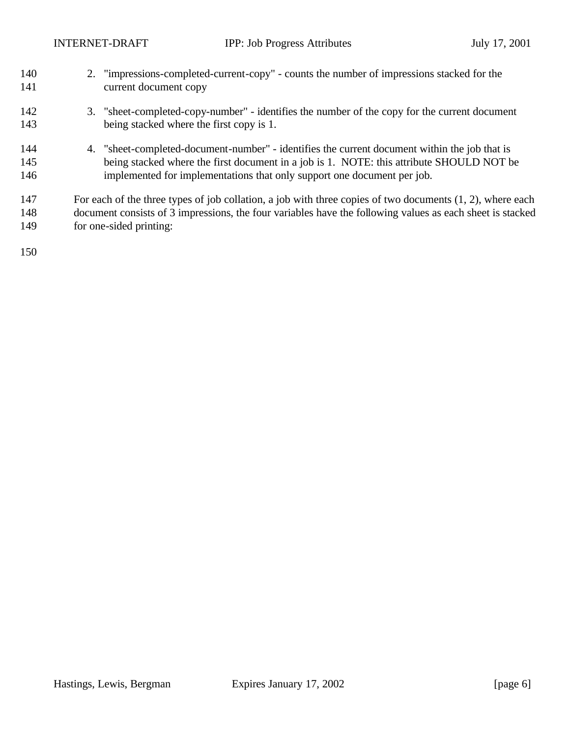2. "impressions-completed-current-copy" - counts the number of impressions stacked for the current document copy

3. "sheet-completed-copy-number" - identifies the number of the copy for the current document being stacked where the first copy is 1.

4. "sheet-completed-document-number" - identifies the current document within the job that is being stacked where the first document in a job is 1. NOTE: this attribute SHOULD NOT be implemented for implementations that only support one document per job.

For each of the three types of job collation, a job with three copies of two documents (1, 2), where each document consists of 3 impressions, the four variables have the following values as each sheet is stacked for one-sided printing: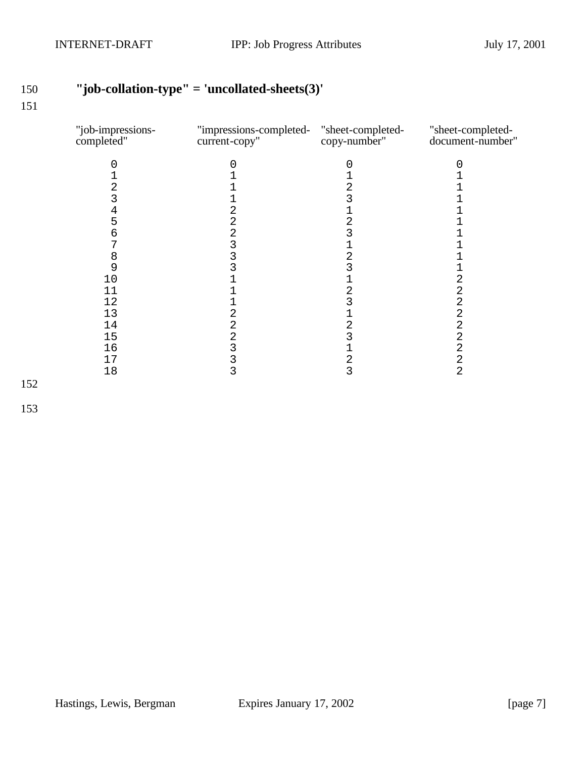**"job-collation-type" = 'uncollated-sheets(3)'**

| "job-impressions-completed" | "impressions-completed-current-copy" | "sheet-completed-copy-number" | "sheet-completed-document-number" |
|---|---|---|---|
| 0 | 0 | 0 | 0 |
| 1 | 1 | 1 | 1 |
| 2 | 1 | 2 | 1 |
| 3 | 1 | 3 | 1 |
| 4 | 2 | 1 | 1 |
| 5 | 2 | 2 | 1 |
| 6 | 2 | 3 | 1 |
| 7 | 3 | 1 | 1 |
| 8 | 3 | 2 | 1 |
| 9 | 3 | 3 | 1 |
| 10 | 1 | 1 | 2 |
| 11 | 1 | 2 | 2 |
| 12 | 1 | 3 | 2 |
| 13 | 2 | 1 | 2 |
| 14 | 2 | 2 | 2 |
| 15 | 2 | 3 | 2 |
| 16 | 3 | 1 | 2 |
| 17 | 3 | 2 | 2 |
| 18 | 3 | 3 | 2 |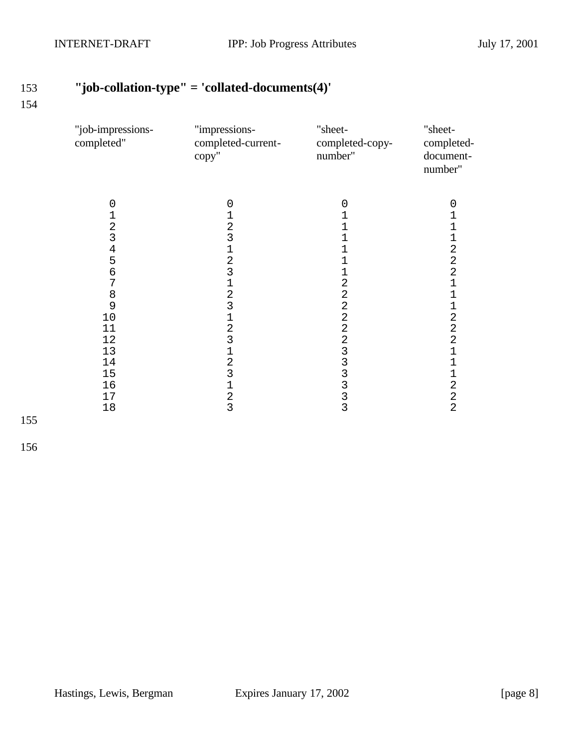**"job-collation-type" = 'collated-documents(4)'**

| "job-impressions-completed" | "impressions-completed-current-copy" | "sheet-completed-copy-number" | "sheet-completed-document-number" |
|---|---|---|---|
| 0 | 0 | 0 | 0 |
| 1 | 1 | 1 | 1 |
| 2 | 2 | 1 | 1 |
| 3 | 3 | 1 | 1 |
| 4 | 1 | 1 | 2 |
| 5 | 2 | 1 | 2 |
| 6 | 3 | 1 | 2 |
| 7 | 1 | 2 | 1 |
| 8 | 2 | 2 | 1 |
| 9 | 3 | 2 | 1 |
| 10 | 1 | 2 | 2 |
| 11 | 2 | 2 | 2 |
| 12 | 3 | 2 | 2 |
| 13 | 1 | 3 | 1 |
| 14 | 2 | 3 | 1 |
| 15 | 3 | 3 | 1 |
| 16 | 1 | 3 | 2 |
| 17 | 2 | 3 | 2 |
| 18 | 3 | 3 | 2 |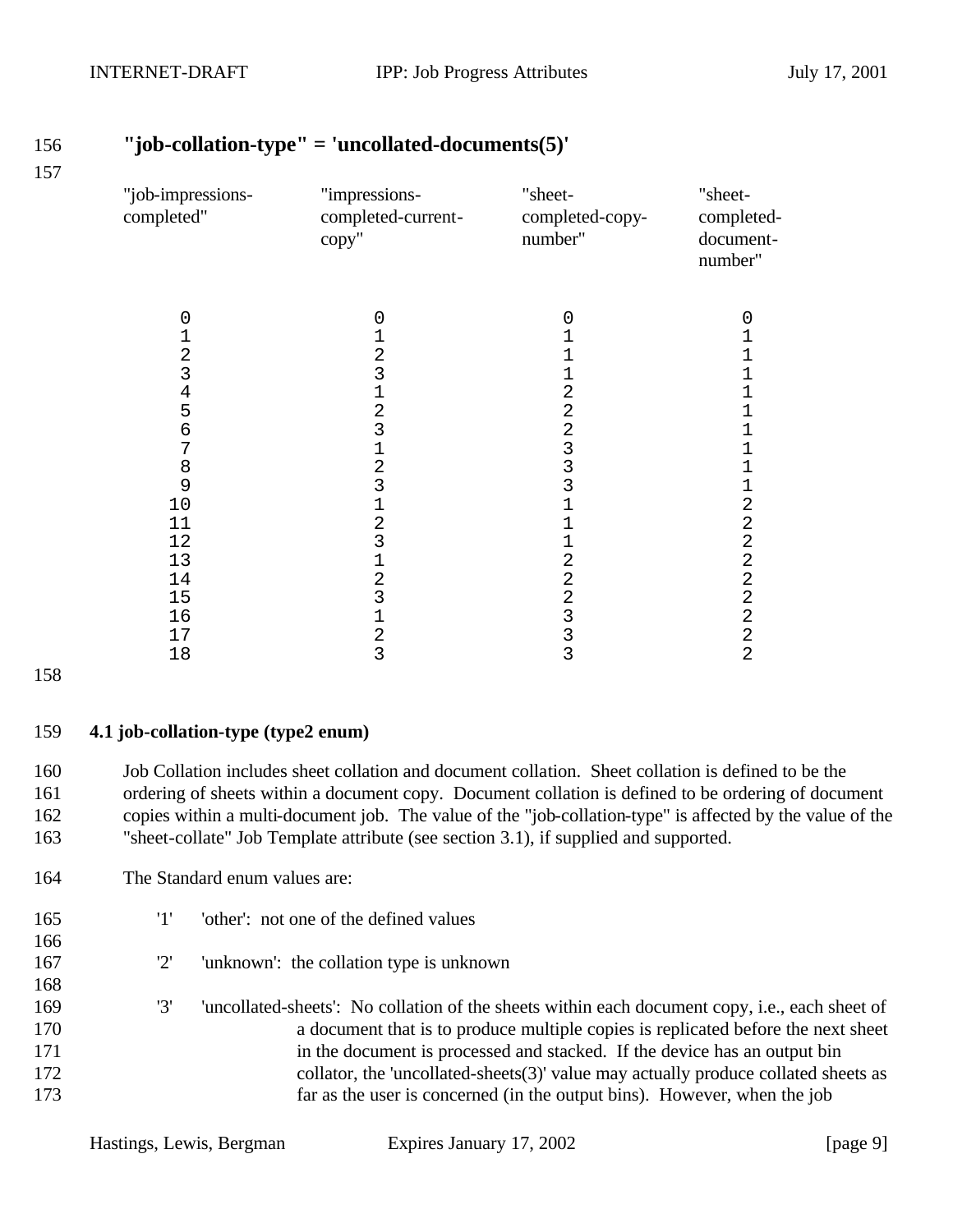**"job-collation-type" = 'uncollated-documents(5)'**

| "job-impressions-completed" | "impressions-completed-current-copy" | "sheet-completed-copy-number" | "sheet-completed-document-number" |
|---|---|---|---|
| 0 | 0 | 0 | 0 |
| 1 | 1 | 1 | 1 |
| 2 | 2 | 1 | 1 |
| 3 | 3 | 1 | 1 |
| 4 | 1 | 2 | 1 |
| 5 | 2 | 2 | 1 |
| 6 | 3 | 2 | 1 |
| 7 | 1 | 3 | 1 |
| 8 | 2 | 3 | 1 |
| 9 | 3 | 3 | 1 |
| 10 | 1 | 1 | 2 |
| 11 | 2 | 1 | 2 |
| 12 | 3 | 1 | 2 |
| 13 | 1 | 2 | 2 |
| 14 | 2 | 2 | 2 |
| 15 | 3 | 2 | 2 |
| 16 | 1 | 3 | 2 |
| 17 | 2 | 3 | 2 |
| 18 | 3 | 3 | 2 |

### 4.1 job-collation-type (type2 enum)

Job Collation includes sheet collation and document collation. Sheet collation is defined to be the ordering of sheets within a document copy. Document collation is defined to be ordering of document copies within a multi-document job. The value of the "job-collation-type" is affected by the value of the "sheet-collate" Job Template attribute (see section 3.1), if supplied and supported.

The Standard enum values are:

'1' 'other': not one of the defined values

'2' 'unknown': the collation type is unknown

'3' 'uncollated-sheets': No collation of the sheets within each document copy, i.e., each sheet of a document that is to produce multiple copies is replicated before the next sheet in the document is processed and stacked. If the device has an output bin collator, the 'uncollated-sheets(3)' value may actually produce collated sheets as far as the user is concerned (in the output bins). However, when the job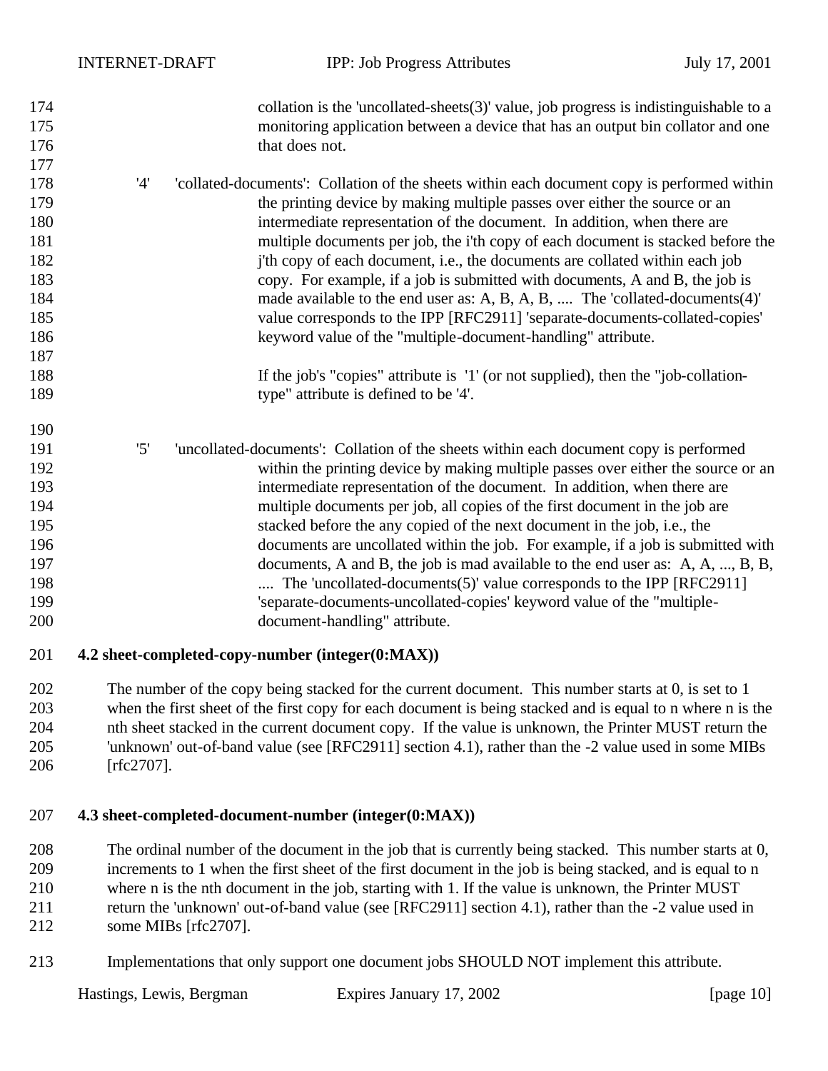collation is the 'uncollated-sheets(3)' value, job progress is indistinguishable to a monitoring application between a device that has an output bin collator and one that does not.

'4' 'collated-documents': Collation of the sheets within each document copy is performed within the printing device by making multiple passes over either the source or an intermediate representation of the document. In addition, when there are multiple documents per job, the i'th copy of each document is stacked before the j'th copy of each document, i.e., the documents are collated within each job copy. For example, if a job is submitted with documents, A and B, the job is made available to the end user as: A, B, A, B, .... The 'collated-documents(4)' value corresponds to the IPP [RFC2911] 'separate-documents-collated-copies' keyword value of the "multiple-document-handling" attribute.

If the job's "copies" attribute is '1' (or not supplied), then the "job-collation-type" attribute is defined to be '4'.

'5' 'uncollated-documents': Collation of the sheets within each document copy is performed within the printing device by making multiple passes over either the source or an intermediate representation of the document. In addition, when there are multiple documents per job, all copies of the first document in the job are stacked before the any copied of the next document in the job, i.e., the documents are uncollated within the job. For example, if a job is submitted with documents, A and B, the job is mad available to the end user as: A, A, ..., B, B, .... The 'uncollated-documents(5)' value corresponds to the IPP [RFC2911] 'separate-documents-uncollated-copies' keyword value of the "multiple-document-handling" attribute.

## 4.2 sheet-completed-copy-number (integer(0:MAX))

The number of the copy being stacked for the current document. This number starts at 0, is set to 1 when the first sheet of the first copy for each document is being stacked and is equal to n where n is the nth sheet stacked in the current document copy. If the value is unknown, the Printer MUST return the 'unknown' out-of-band value (see [RFC2911] section 4.1), rather than the -2 value used in some MIBs [rfc2707].

## 4.3 sheet-completed-document-number (integer(0:MAX))

The ordinal number of the document in the job that is currently being stacked. This number starts at 0, increments to 1 when the first sheet of the first document in the job is being stacked, and is equal to n where n is the nth document in the job, starting with 1. If the value is unknown, the Printer MUST return the 'unknown' out-of-band value (see [RFC2911] section 4.1), rather than the -2 value used in some MIBs [rfc2707].

Implementations that only support one document jobs SHOULD NOT implement this attribute.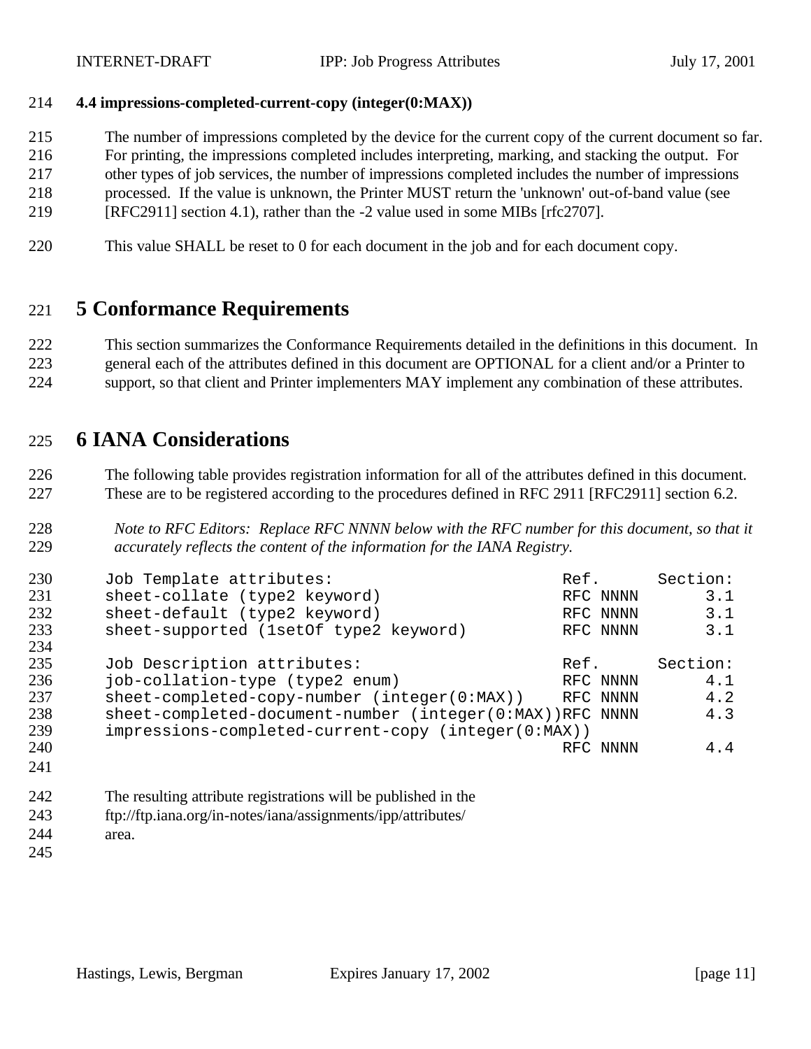### 4.4 impressions-completed-current-copy (integer(0:MAX))

The number of impressions completed by the device for the current copy of the current document so far. For printing, the impressions completed includes interpreting, marking, and stacking the output. For other types of job services, the number of impressions completed includes the number of impressions processed. If the value is unknown, the Printer MUST return the 'unknown' out-of-band value (see [RFC2911] section 4.1), rather than the -2 value used in some MIBs [rfc2707].

This value SHALL be reset to 0 for each document in the job and for each document copy.

# 5 Conformance Requirements

This section summarizes the Conformance Requirements detailed in the definitions in this document. In general each of the attributes defined in this document are OPTIONAL for a client and/or a Printer to support, so that client and Printer implementers MAY implement any combination of these attributes.

# 6 IANA Considerations

The following table provides registration information for all of the attributes defined in this document. These are to be registered according to the procedures defined in RFC 2911 [RFC2911] section 6.2.

*Note to RFC Editors: Replace RFC NNNN below with the RFC number for this document, so that it accurately reflects the content of the information for the IANA Registry.*

```
Job Template attributes:                         Ref.      Section:
sheet-collate (type2 keyword)                    RFC NNNN       3.1
sheet-default (type2 keyword)                    RFC NNNN       3.1
sheet-supported (1setOf type2 keyword)           RFC NNNN       3.1

Job Description attributes:                      Ref.      Section:
job-collation-type (type2 enum)                  RFC NNNN       4.1
sheet-completed-copy-number (integer(0:MAX))     RFC NNNN       4.2
sheet-completed-document-number (integer(0:MAX))RFC NNNN       4.3
impressions-completed-current-copy (integer(0:MAX))
                                                 RFC NNNN       4.4
```

The resulting attribute registrations will be published in the ftp://ftp.iana.org/in-notes/iana/assignments/ipp/attributes/ area.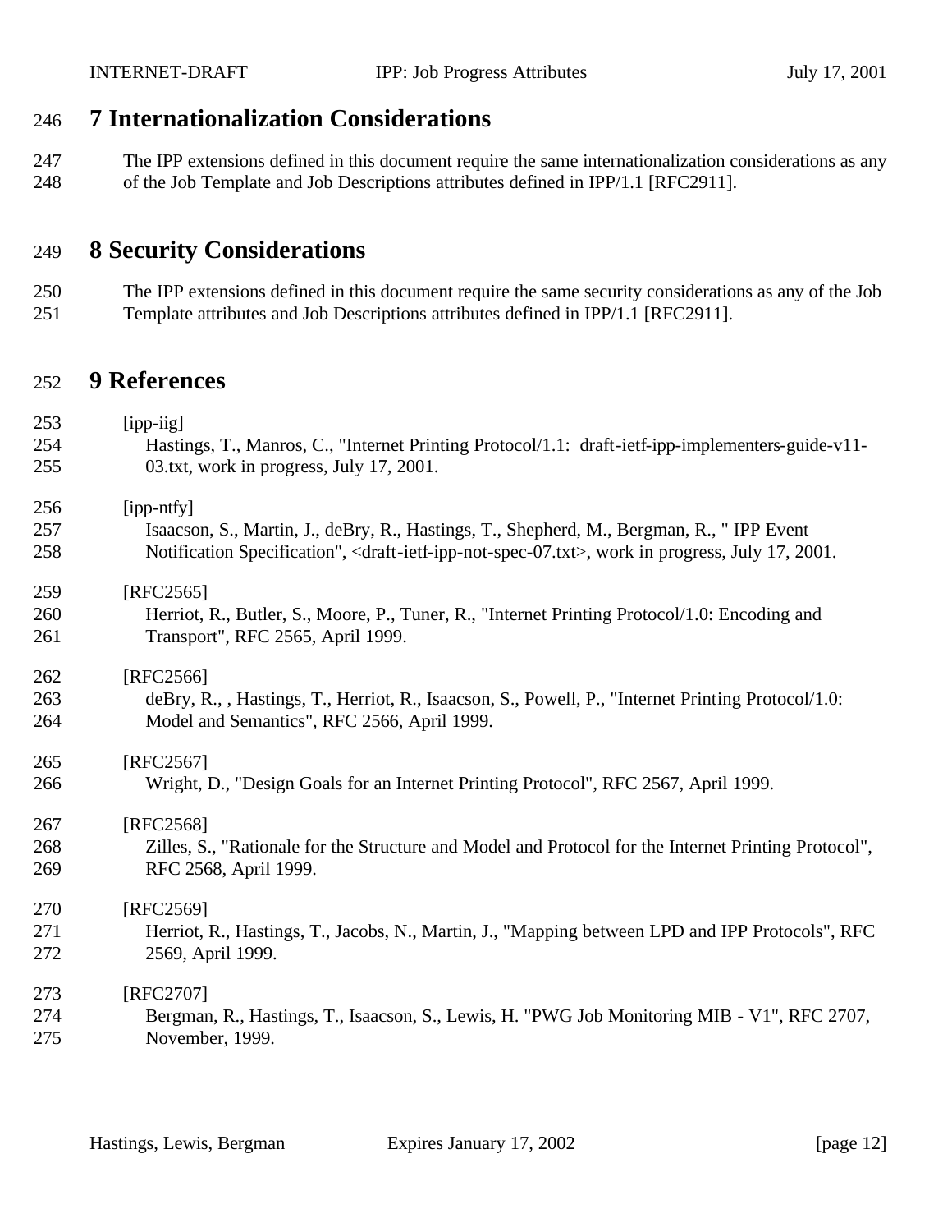# 7 Internationalization Considerations

The IPP extensions defined in this document require the same internationalization considerations as any of the Job Template and Job Descriptions attributes defined in IPP/1.1 [RFC2911].

# 8 Security Considerations

The IPP extensions defined in this document require the same security considerations as any of the Job Template attributes and Job Descriptions attributes defined in IPP/1.1 [RFC2911].

# 9 References

[ipp-iig]
Hastings, T., Manros, C., "Internet Printing Protocol/1.1: draft-ietf-ipp-implementers-guide-v11-03.txt, work in progress, July 17, 2001.

[ipp-ntfy]
Isaacson, S., Martin, J., deBry, R., Hastings, T., Shepherd, M., Bergman, R., " IPP Event Notification Specification", <draft-ietf-ipp-not-spec-07.txt>, work in progress, July 17, 2001.

[RFC2565]
Herriot, R., Butler, S., Moore, P., Tuner, R., "Internet Printing Protocol/1.0: Encoding and Transport", RFC 2565, April 1999.

[RFC2566]
deBry, R., , Hastings, T., Herriot, R., Isaacson, S., Powell, P., "Internet Printing Protocol/1.0: Model and Semantics", RFC 2566, April 1999.

[RFC2567]
Wright, D., "Design Goals for an Internet Printing Protocol", RFC 2567, April 1999.

[RFC2568]
Zilles, S., "Rationale for the Structure and Model and Protocol for the Internet Printing Protocol", RFC 2568, April 1999.

[RFC2569]
Herriot, R., Hastings, T., Jacobs, N., Martin, J., "Mapping between LPD and IPP Protocols", RFC 2569, April 1999.

[RFC2707]
Bergman, R., Hastings, T., Isaacson, S., Lewis, H. "PWG Job Monitoring MIB - V1", RFC 2707, November, 1999.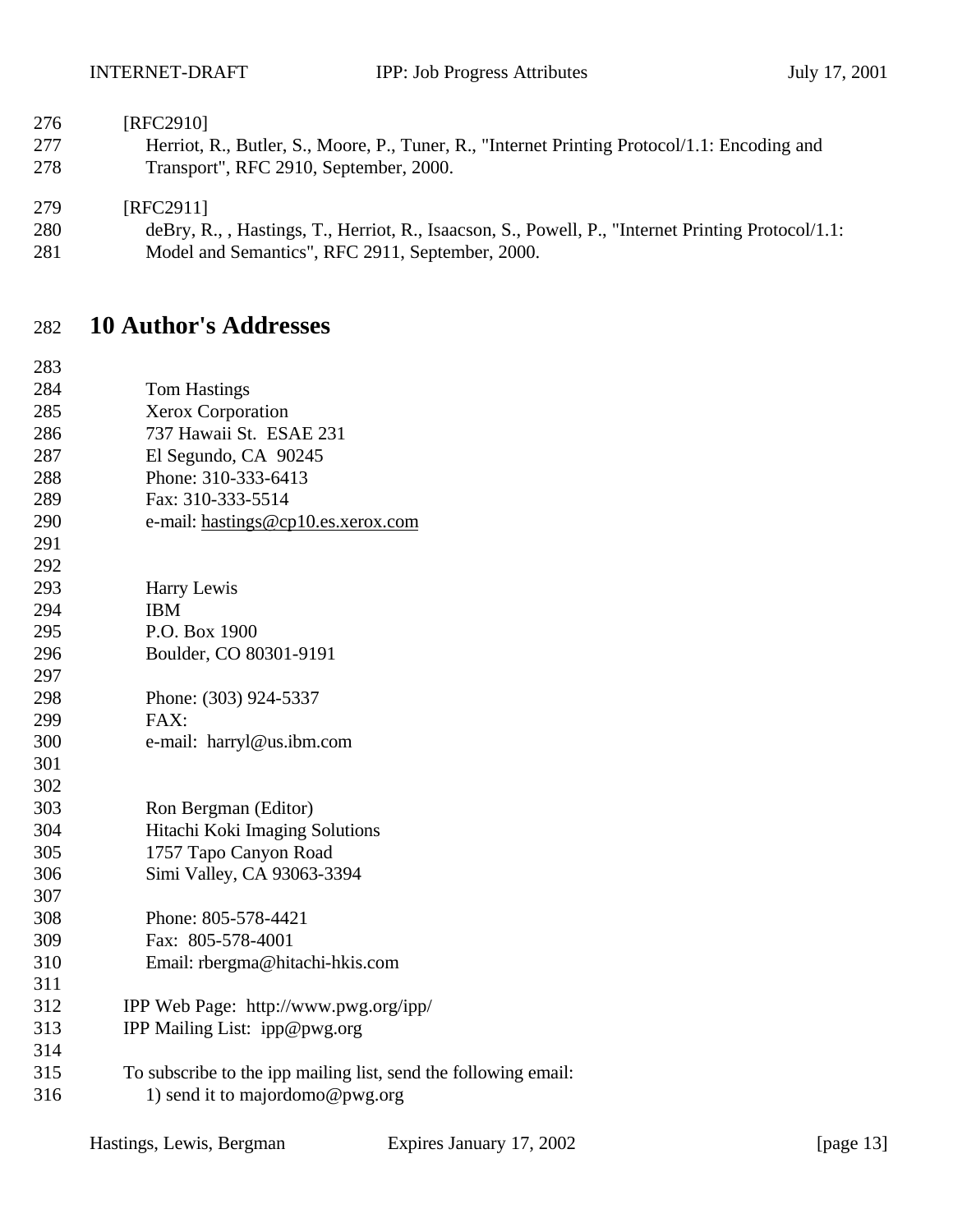[RFC2910]

Herriot, R., Butler, S., Moore, P., Tuner, R., "Internet Printing Protocol/1.1: Encoding and Transport", RFC 2910, September, 2000.

[RFC2911]

deBry, R., , Hastings, T., Herriot, R., Isaacson, S., Powell, P., "Internet Printing Protocol/1.1: Model and Semantics", RFC 2911, September, 2000.

# 10 Author's Addresses

Tom Hastings
Xerox Corporation
737 Hawaii St. ESAE 231
El Segundo, CA 90245
Phone: 310-333-6413
Fax: 310-333-5514
e-mail: hastings@cp10.es.xerox.com

Harry Lewis
IBM
P.O. Box 1900
Boulder, CO 80301-9191

Phone: (303) 924-5337
FAX:
e-mail: harryl@us.ibm.com

Ron Bergman (Editor)
Hitachi Koki Imaging Solutions
1757 Tapo Canyon Road
Simi Valley, CA 93063-3394

Phone: 805-578-4421
Fax: 805-578-4001
Email: rbergma@hitachi-hkis.com

IPP Web Page: http://www.pwg.org/ipp/
IPP Mailing List: ipp@pwg.org

To subscribe to the ipp mailing list, send the following email:

1) send it to majordomo@pwg.org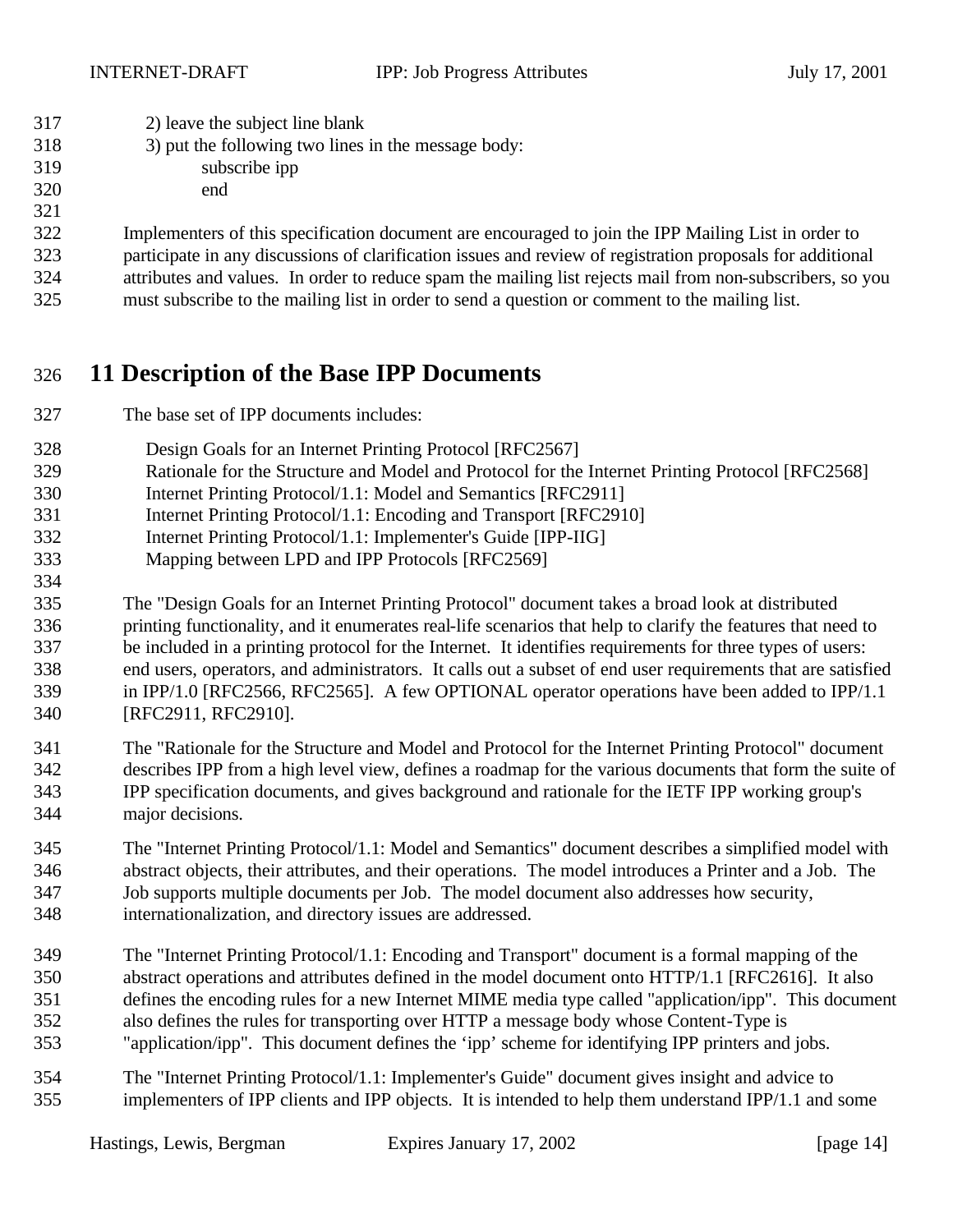2) leave the subject line blank
3) put the following two lines in the message body:

```
subscribe ipp
end
```

Implementers of this specification document are encouraged to join the IPP Mailing List in order to participate in any discussions of clarification issues and review of registration proposals for additional attributes and values. In order to reduce spam the mailing list rejects mail from non-subscribers, so you must subscribe to the mailing list in order to send a question or comment to the mailing list.

# 11 Description of the Base IPP Documents

The base set of IPP documents includes:

- Design Goals for an Internet Printing Protocol [RFC2567]
- Rationale for the Structure and Model and Protocol for the Internet Printing Protocol [RFC2568]
- Internet Printing Protocol/1.1: Model and Semantics [RFC2911]
- Internet Printing Protocol/1.1: Encoding and Transport [RFC2910]
- Internet Printing Protocol/1.1: Implementer's Guide [IPP-IIG]
- Mapping between LPD and IPP Protocols [RFC2569]

The "Design Goals for an Internet Printing Protocol" document takes a broad look at distributed printing functionality, and it enumerates real-life scenarios that help to clarify the features that need to be included in a printing protocol for the Internet. It identifies requirements for three types of users: end users, operators, and administrators. It calls out a subset of end user requirements that are satisfied in IPP/1.0 [RFC2566, RFC2565]. A few OPTIONAL operator operations have been added to IPP/1.1 [RFC2911, RFC2910].

The "Rationale for the Structure and Model and Protocol for the Internet Printing Protocol" document describes IPP from a high level view, defines a roadmap for the various documents that form the suite of IPP specification documents, and gives background and rationale for the IETF IPP working group's major decisions.

The "Internet Printing Protocol/1.1: Model and Semantics" document describes a simplified model with abstract objects, their attributes, and their operations. The model introduces a Printer and a Job. The Job supports multiple documents per Job. The model document also addresses how security, internationalization, and directory issues are addressed.

The "Internet Printing Protocol/1.1: Encoding and Transport" document is a formal mapping of the abstract operations and attributes defined in the model document onto HTTP/1.1 [RFC2616]. It also defines the encoding rules for a new Internet MIME media type called "application/ipp". This document also defines the rules for transporting over HTTP a message body whose Content-Type is "application/ipp". This document defines the 'ipp' scheme for identifying IPP printers and jobs.

The "Internet Printing Protocol/1.1: Implementer's Guide" document gives insight and advice to implementers of IPP clients and IPP objects. It is intended to help them understand IPP/1.1 and some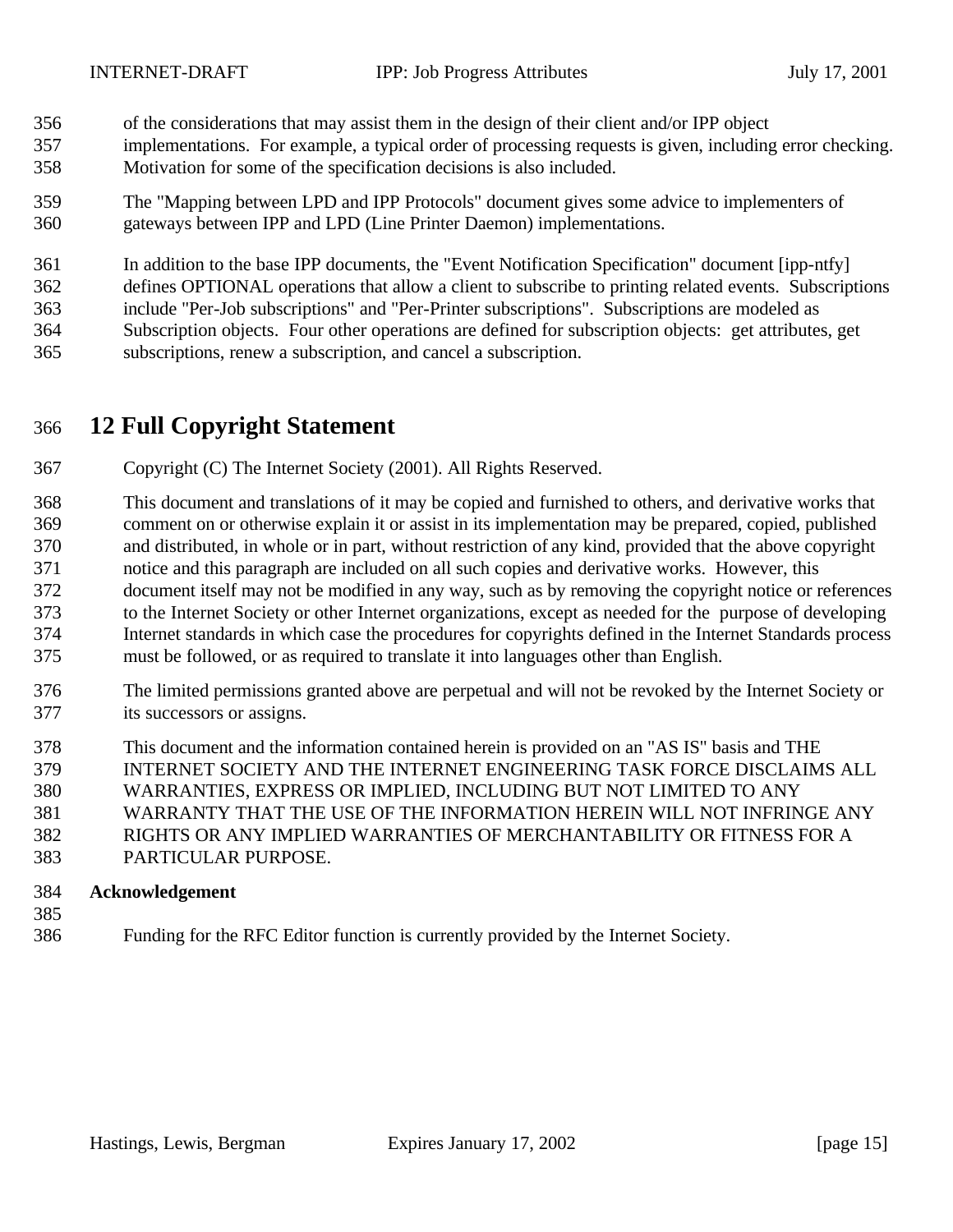of the considerations that may assist them in the design of their client and/or IPP object implementations. For example, a typical order of processing requests is given, including error checking. Motivation for some of the specification decisions is also included.

The "Mapping between LPD and IPP Protocols" document gives some advice to implementers of gateways between IPP and LPD (Line Printer Daemon) implementations.

In addition to the base IPP documents, the "Event Notification Specification" document [ipp-ntfy] defines OPTIONAL operations that allow a client to subscribe to printing related events. Subscriptions include "Per-Job subscriptions" and "Per-Printer subscriptions". Subscriptions are modeled as Subscription objects. Four other operations are defined for subscription objects: get attributes, get subscriptions, renew a subscription, and cancel a subscription.

# 12 Full Copyright Statement

Copyright (C) The Internet Society (2001). All Rights Reserved.

This document and translations of it may be copied and furnished to others, and derivative works that comment on or otherwise explain it or assist in its implementation may be prepared, copied, published and distributed, in whole or in part, without restriction of any kind, provided that the above copyright notice and this paragraph are included on all such copies and derivative works. However, this document itself may not be modified in any way, such as by removing the copyright notice or references to the Internet Society or other Internet organizations, except as needed for the purpose of developing Internet standards in which case the procedures for copyrights defined in the Internet Standards process must be followed, or as required to translate it into languages other than English.

The limited permissions granted above are perpetual and will not be revoked by the Internet Society or its successors or assigns.

This document and the information contained herein is provided on an "AS IS" basis and THE INTERNET SOCIETY AND THE INTERNET ENGINEERING TASK FORCE DISCLAIMS ALL WARRANTIES, EXPRESS OR IMPLIED, INCLUDING BUT NOT LIMITED TO ANY WARRANTY THAT THE USE OF THE INFORMATION HEREIN WILL NOT INFRINGE ANY RIGHTS OR ANY IMPLIED WARRANTIES OF MERCHANTABILITY OR FITNESS FOR A PARTICULAR PURPOSE.

**Acknowledgement**

Funding for the RFC Editor function is currently provided by the Internet Society.